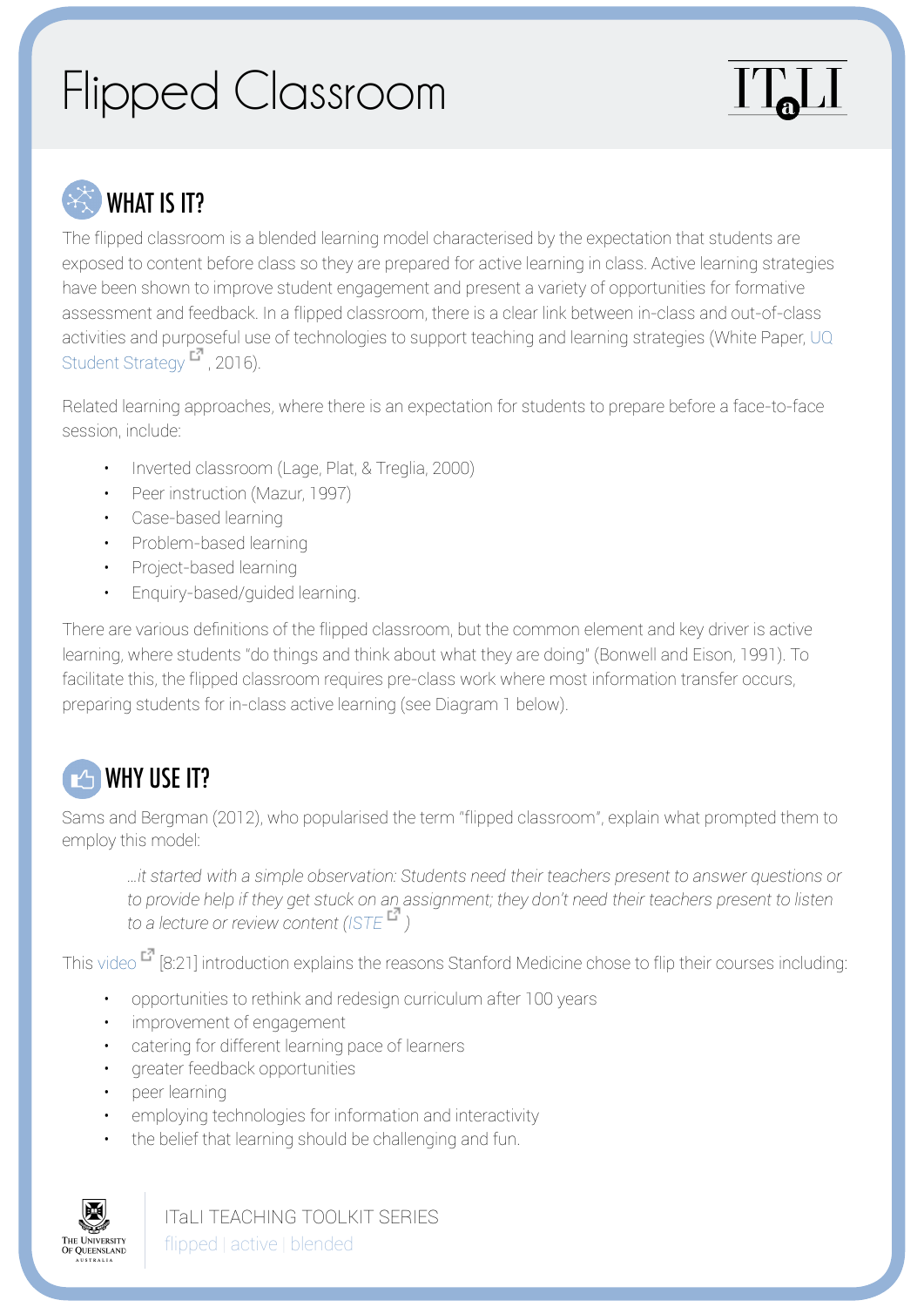# Flipped Classroom

## WHAT IS IT?

The flipped classroom is a blended learning model characterised by the expectation that students are exposed to content before class so they are prepared for active learning in class. Active learning strategies have been shown to improve student engagement and present a variety of opportunities for formative assessment and feedback. In a flipped classroom, there is a clear link between in-class and out-of-class activities and purposeful use of technologies to support teaching and learning strategies (White Paper, UQ Student Strategy, 2016).

Related learning approaches, where there is an expectation for students to prepare before a face-to-face session, include:

- Inverted classroom (Lage, Plat, & Treglia, 2000)
- Peer instruction (Mazur, 1997)
- Case-based learning
- Problem-based learning
- Project-based learning
- Enquiry-based/guided learning.

There are various definitions of the flipped classroom, but the common element and key driver is active learning, where students "do things and think about what they are doing" (Bonwell and Eison, 1991). To facilitate this, the flipped classroom requires pre-class work where most information transfer occurs, preparing students for in-class active learning (see Diagram 1 below).

## WHY USE IT?

Sams and Bergman (2012), who popularised the term "flipped classroom", explain what prompted them to employ this model:

> *...it started with a simple observation: Students need their teachers present to answer questions or to provide help if they get stuck on an assignment; they don't need their teachers present to listen to a lecture or review content (ISTE )*

This video [8:21] introduction explains the reasons Stanford Medicine chose to flip their courses including:

- opportunities to rethink and redesign curriculum after 100 years
- improvement of engagement
- catering for different learning pace of learners
- greater feedback opportunities
- peer learning
- employing technologies for information and interactivity
- the belief that learning should be challenging and fun.

ITaLI TEACHING TOOLKIT SERIES
flipped | active | blended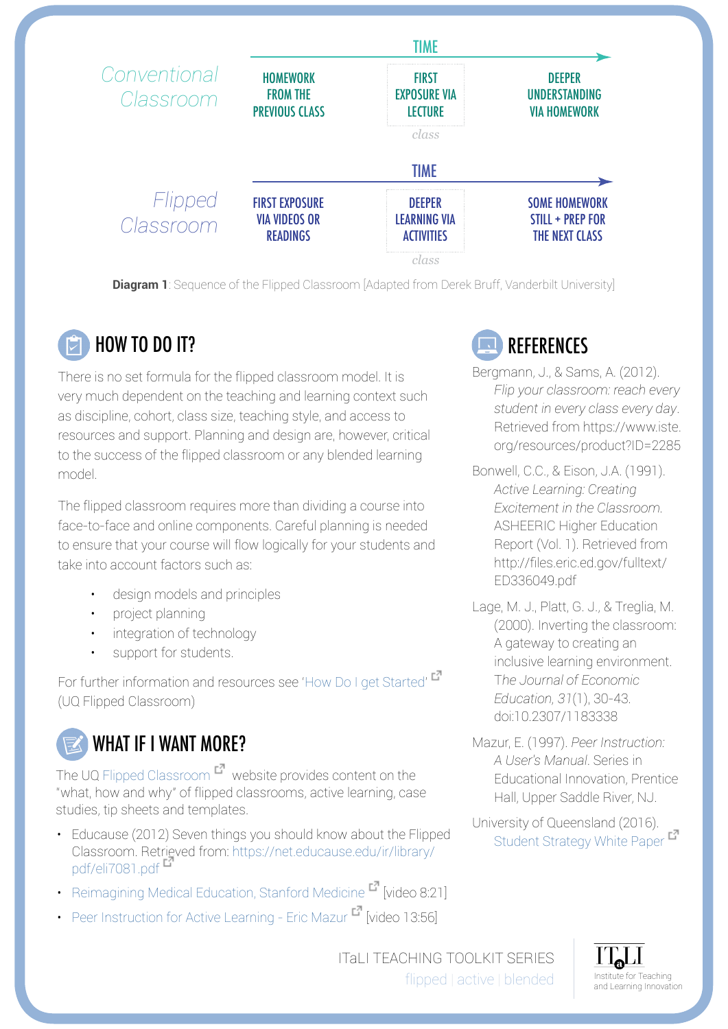Conventional Classroom

TIME

HOMEWORK FROM THE PREVIOUS CLASS

FIRST EXPOSURE VIA LECTURE

class

DEEPER UNDERSTANDING VIA HOMEWORK

Flipped Classroom

TIME

FIRST EXPOSURE VIA VIDEOS OR READINGS

DEEPER LEARNING VIA ACTIVITIES

class

SOME HOMEWORK STILL + PREP FOR THE NEXT CLASS

**Diagram 1**: Sequence of the Flipped Classroom [Adapted from Derek Bruff, Vanderbilt University]

## HOW TO DO IT?

There is no set formula for the flipped classroom model. It is very much dependent on the teaching and learning context such as discipline, cohort, class size, teaching style, and access to resources and support. Planning and design are, however, critical to the success of the flipped classroom or any blended learning model.

The flipped classroom requires more than dividing a course into face-to-face and online components. Careful planning is needed to ensure that your course will flow logically for your students and take into account factors such as:

- design models and principles
- project planning
- integration of technology
- support for students.

For further information and resources see 'How Do I get Started' (UQ Flipped Classroom)

## WHAT IF I WANT MORE?

The UQ Flipped Classroom website provides content on the "what, how and why" of flipped classrooms, active learning, case studies, tip sheets and templates.

- Educause (2012) Seven things you should know about the Flipped Classroom. Retrieved from: https://net.educause.edu/ir/library/pdf/eli7081.pdf
- Reimagining Medical Education, Stanford Medicine [video 8:21]
- Peer Instruction for Active Learning - Eric Mazur [video 13:56]

## REFERENCES

Bergmann, J., & Sams, A. (2012). *Flip your classroom: reach every student in every class every day*. Retrieved from https://www.iste.org/resources/product?ID=2285

Bonwell, C.C., & Eison, J.A. (1991). *Active Learning: Creating Excitement in the Classroom*. ASHEERIC Higher Education Report (Vol. 1). Retrieved from http://files.eric.ed.gov/fulltext/ED336049.pdf

Lage, M. J., Platt, G. J., & Treglia, M. (2000). Inverting the classroom: A gateway to creating an inclusive learning environment. *The Journal of Economic Education, 31*(1), 30-43. doi:10.2307/1183338

Mazur, E. (1997). *Peer Instruction: A User's Manual*. Series in Educational Innovation, Prentice Hall, Upper Saddle River, NJ.

University of Queensland (2016). Student Strategy White Paper

ITaLI TEACHING TOOLKIT SERIES

flipped | active | blended

ITaLI Institute for Teaching and Learning Innovation